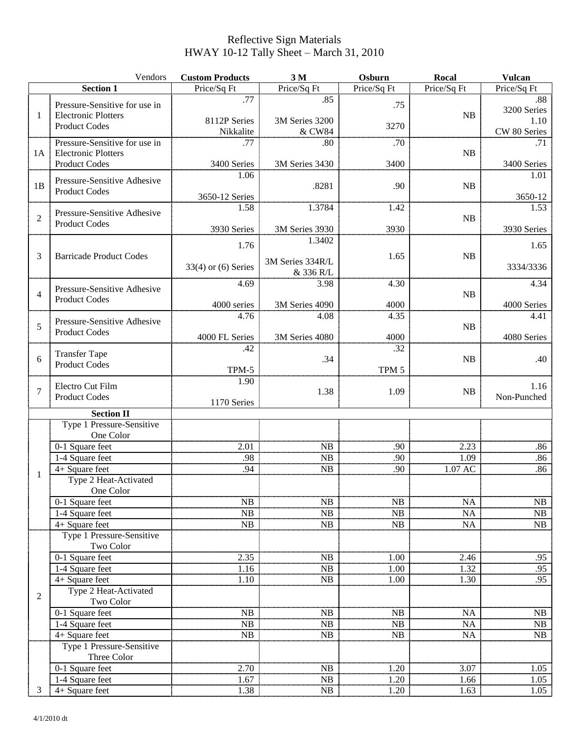# Reflective Sign Materials

## HWAY 10-12 Tally Sheet – March 31, 2010

| | Vendors | Custom Products | 3 M | Osburn | Rocal | Vulcan |
|---|---|---|---|---|---|---|
| | **Section 1** | Price/Sq Ft | Price/Sq Ft | Price/Sq Ft | Price/Sq Ft | Price/Sq Ft |
| 1 | Pressure-Sensitive for use in Electronic Plotters Product Codes | .77 8112P Series Nikkalite | .85 3M Series 3200 & CW84 | .75 3270 | NB | .88 3200 Series 1.10 CW 80 Series |
| 1A | Pressure-Sensitive for use in Electronic Plotters Product Codes | .77 3400 Series | .80 3M Series 3430 | .70 3400 | NB | .71 3400 Series |
| 1B | Pressure-Sensitive Adhesive Product Codes | 1.06 3650-12 Series | .8281 | .90 | NB | 1.01 3650-12 |
| 2 | Pressure-Sensitive Adhesive Product Codes | 1.58 3930 Series | 1.3784 3M Series 3930 | 1.42 3930 | NB | 1.53 3930 Series |
| 3 | Barricade Product Codes | 1.76 33(4) or (6) Series | 1.3402 3M Series 334R/L & 336 R/L | 1.65 | NB | 1.65 3334/3336 |
| 4 | Pressure-Sensitive Adhesive Product Codes | 4.69 4000 series | 3.98 3M Series 4090 | 4.30 4000 | NB | 4.34 4000 Series |
| 5 | Pressure-Sensitive Adhesive Product Codes | 4.76 4000 FL Series | 4.08 3M Series 4080 | 4.35 4000 | NB | 4.41 4080 Series |
| 6 | Transfer Tape Product Codes | .42 TPM-5 | .34 | .32 TPM 5 | NB | .40 |
| 7 | Electro Cut Film Product Codes | 1.90 1170 Series | 1.38 | 1.09 | NB | 1.16 Non-Punched |
| | **Section II** | | | | | |
| 1 | Type 1 Pressure-Sensitive One Color | | | | | |
| | 0-1 Square feet | 2.01 | NB | .90 | 2.23 | .86 |
| | 1-4 Square feet | .98 | NB | .90 | 1.09 | .86 |
| | 4+ Square feet | .94 | NB | .90 | 1.07 AC | .86 |
| | Type 2 Heat-Activated One Color | | | | | |
| | 0-1 Square feet | NB | NB | NB | NA | NB |
| | 1-4 Square feet | NB | NB | NB | NA | NB |
| | 4+ Square feet | NB | NB | NB | NA | NB |
| 2 | Type 1 Pressure-Sensitive Two Color | | | | | |
| | 0-1 Square feet | 2.35 | NB | 1.00 | 2.46 | .95 |
| | 1-4 Square feet | 1.16 | NB | 1.00 | 1.32 | .95 |
| | 4+ Square feet | 1.10 | NB | 1.00 | 1.30 | .95 |
| | Type 2 Heat-Activated Two Color | | | | | |
| | 0-1 Square feet | NB | NB | NB | NA | NB |
| | 1-4 Square feet | NB | NB | NB | NA | NB |
| | 4+ Square feet | NB | NB | NB | NA | NB |
| 3 | Type 1 Pressure-Sensitive Three Color | | | | | |
| | 0-1 Square feet | 2.70 | NB | 1.20 | 3.07 | 1.05 |
| | 1-4 Square feet | 1.67 | NB | 1.20 | 1.66 | 1.05 |
| | 4+ Square feet | 1.38 | NB | 1.20 | 1.63 | 1.05 |

4/1/2010 dt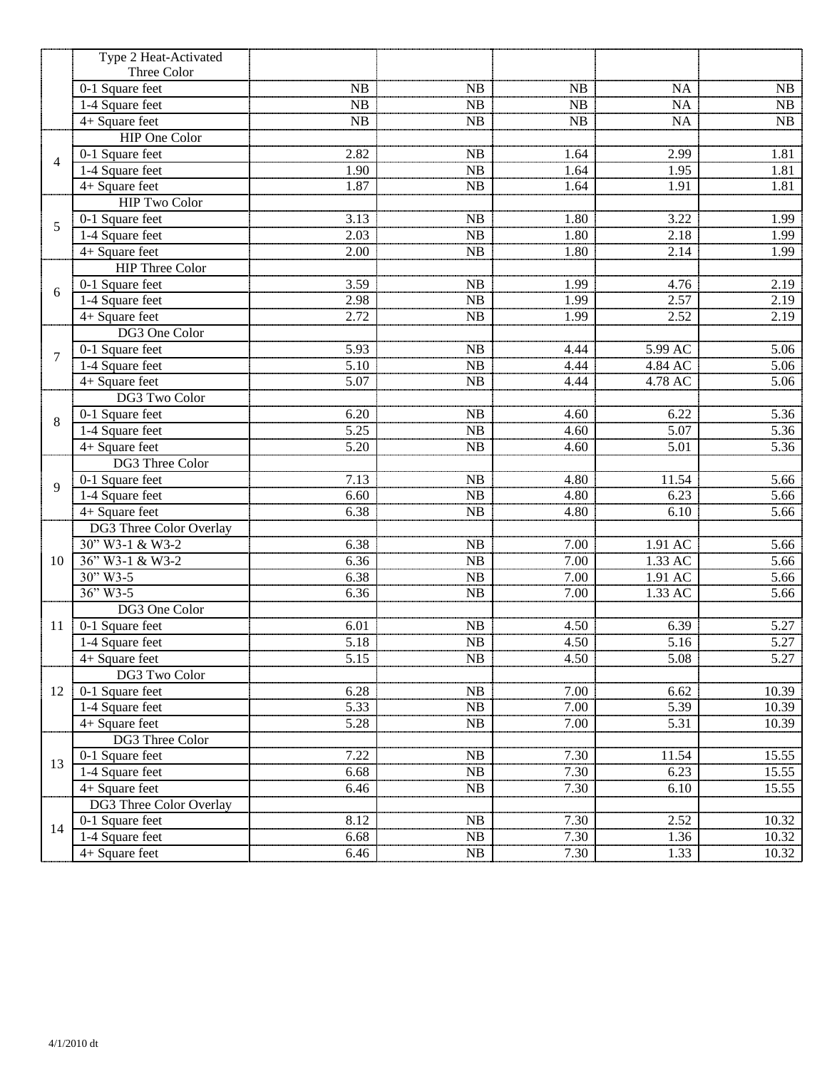| | | | | | | |
|---|---|---|---|---|---|---|
| | Type 2 Heat-Activated Three Color | | | | | |
| | 0-1 Square feet | NB | NB | NB | NA | NB |
| | 1-4 Square feet | NB | NB | NB | NA | NB |
| | 4+ Square feet | NB | NB | NB | NA | NB |
| 4 | HIP One Color | | | | | |
| | 0-1 Square feet | 2.82 | NB | 1.64 | 2.99 | 1.81 |
| | 1-4 Square feet | 1.90 | NB | 1.64 | 1.95 | 1.81 |
| | 4+ Square feet | 1.87 | NB | 1.64 | 1.91 | 1.81 |
| 5 | HIP Two Color | | | | | |
| | 0-1 Square feet | 3.13 | NB | 1.80 | 3.22 | 1.99 |
| | 1-4 Square feet | 2.03 | NB | 1.80 | 2.18 | 1.99 |
| | 4+ Square feet | 2.00 | NB | 1.80 | 2.14 | 1.99 |
| 6 | HIP Three Color | | | | | |
| | 0-1 Square feet | 3.59 | NB | 1.99 | 4.76 | 2.19 |
| | 1-4 Square feet | 2.98 | NB | 1.99 | 2.57 | 2.19 |
| | 4+ Square feet | 2.72 | NB | 1.99 | 2.52 | 2.19 |
| 7 | DG3 One Color | | | | | |
| | 0-1 Square feet | 5.93 | NB | 4.44 | 5.99 AC | 5.06 |
| | 1-4 Square feet | 5.10 | NB | 4.44 | 4.84 AC | 5.06 |
| | 4+ Square feet | 5.07 | NB | 4.44 | 4.78 AC | 5.06 |
| 8 | DG3 Two Color | | | | | |
| | 0-1 Square feet | 6.20 | NB | 4.60 | 6.22 | 5.36 |
| | 1-4 Square feet | 5.25 | NB | 4.60 | 5.07 | 5.36 |
| | 4+ Square feet | 5.20 | NB | 4.60 | 5.01 | 5.36 |
| 9 | DG3 Three Color | | | | | |
| | 0-1 Square feet | 7.13 | NB | 4.80 | 11.54 | 5.66 |
| | 1-4 Square feet | 6.60 | NB | 4.80 | 6.23 | 5.66 |
| | 4+ Square feet | 6.38 | NB | 4.80 | 6.10 | 5.66 |
| 10 | DG3 Three Color Overlay | | | | | |
| | 30" W3-1 & W3-2 | 6.38 | NB | 7.00 | 1.91 AC | 5.66 |
| | 36" W3-1 & W3-2 | 6.36 | NB | 7.00 | 1.33 AC | 5.66 |
| | 30" W3-5 | 6.38 | NB | 7.00 | 1.91 AC | 5.66 |
| | 36" W3-5 | 6.36 | NB | 7.00 | 1.33 AC | 5.66 |
| 11 | DG3 One Color | | | | | |
| | 0-1 Square feet | 6.01 | NB | 4.50 | 6.39 | 5.27 |
| | 1-4 Square feet | 5.18 | NB | 4.50 | 5.16 | 5.27 |
| | 4+ Square feet | 5.15 | NB | 4.50 | 5.08 | 5.27 |
| 12 | DG3 Two Color | | | | | |
| | 0-1 Square feet | 6.28 | NB | 7.00 | 6.62 | 10.39 |
| | 1-4 Square feet | 5.33 | NB | 7.00 | 5.39 | 10.39 |
| | 4+ Square feet | 5.28 | NB | 7.00 | 5.31 | 10.39 |
| 13 | DG3 Three Color | | | | | |
| | 0-1 Square feet | 7.22 | NB | 7.30 | 11.54 | 15.55 |
| | 1-4 Square feet | 6.68 | NB | 7.30 | 6.23 | 15.55 |
| | 4+ Square feet | 6.46 | NB | 7.30 | 6.10 | 15.55 |
| 14 | DG3 Three Color Overlay | | | | | |
| | 0-1 Square feet | 8.12 | NB | 7.30 | 2.52 | 10.32 |
| | 1-4 Square feet | 6.68 | NB | 7.30 | 1.36 | 10.32 |
| | 4+ Square feet | 6.46 | NB | 7.30 | 1.33 | 10.32 |

4/1/2010 dt